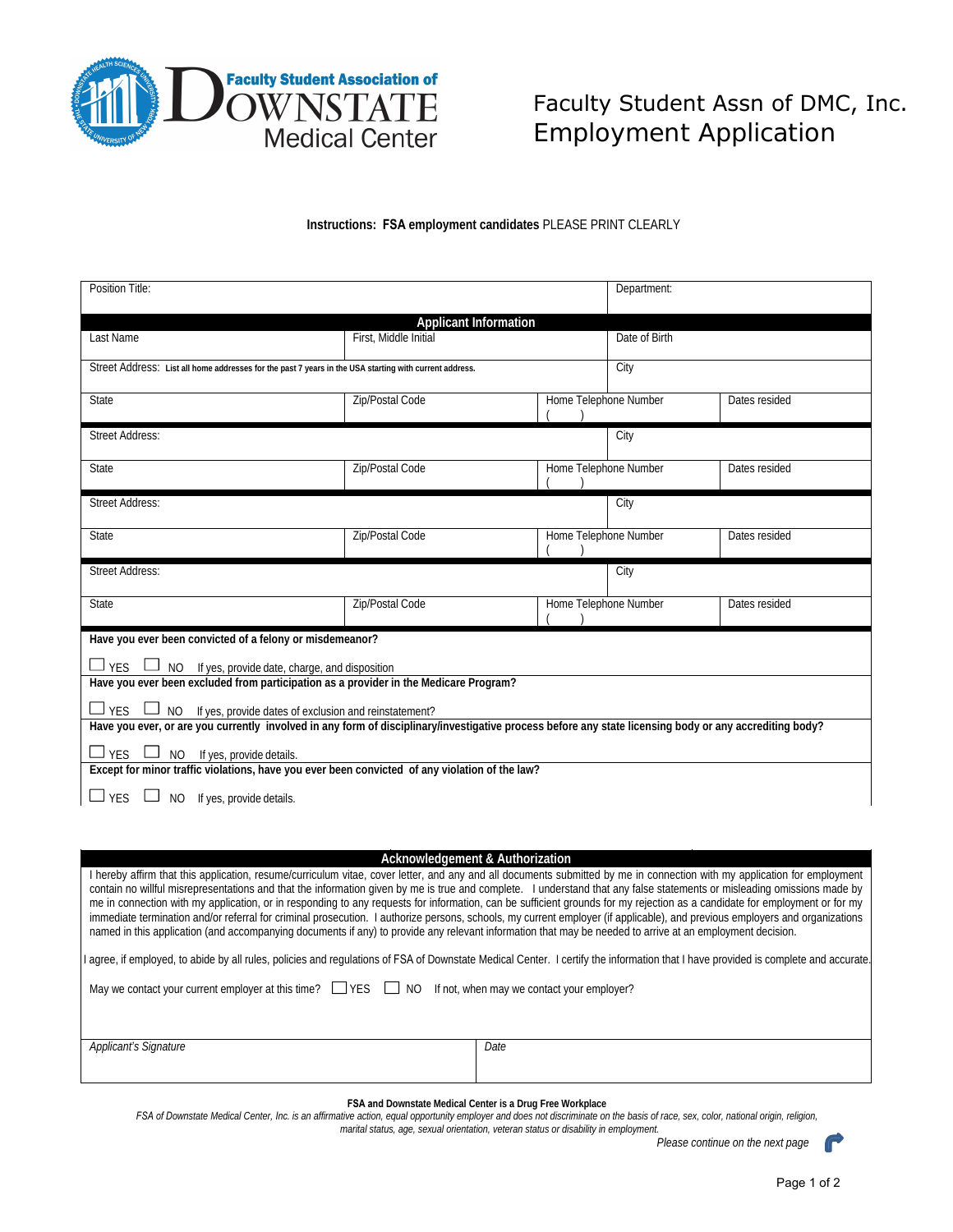Faculty Student Association of DOWNSTATE Medical Center

# Faculty Student Assn of DMC, Inc.
# Employment Application

**Instructions: FSA employment candidates** PLEASE PRINT CLEARLY

| Position Title: | | | Department: | |
|---|---|---|---|---|
| **Applicant Information** | | | | |
| Last Name | First, Middle Initial | | Date of Birth | |
| Street Address: List all home addresses for the past 7 years in the USA starting with current address. | | | City | |
| State | Zip/Postal Code | Home Telephone Number ( ) | | Dates resided |
| Street Address: | | | City | |
| State | Zip/Postal Code | Home Telephone Number ( ) | | Dates resided |
| Street Address: | | | City | |
| State | Zip/Postal Code | Home Telephone Number ( ) | | Dates resided |
| Street Address: | | | City | |
| State | Zip/Postal Code | Home Telephone Number ( ) | | Dates resided |

**Have you ever been convicted of a felony or misdemeanor?**

☐ YES ☐ NO If yes, provide date, charge, and disposition

**Have you ever been excluded from participation as a provider in the Medicare Program?**

☐ YES ☐ NO If yes, provide dates of exclusion and reinstatement?

**Have you ever, or are you currently involved in any form of disciplinary/investigative process before any state licensing body or any accrediting body?**

☐ YES ☐ NO If yes, provide details.

**Except for minor traffic violations, have you ever been convicted of any violation of the law?**

☐ YES ☐ NO If yes, provide details.

## Acknowledgement & Authorization

I hereby affirm that this application, resume/curriculum vitae, cover letter, and any and all documents submitted by me in connection with my application for employment contain no willful misrepresentations and that the information given by me is true and complete. I understand that any false statements or misleading omissions made by me in connection with my application, or in responding to any requests for information, can be sufficient grounds for my rejection as a candidate for employment or for my immediate termination and/or referral for criminal prosecution. I authorize persons, schools, my current employer (if applicable), and previous employers and organizations named in this application (and accompanying documents if any) to provide any relevant information that may be needed to arrive at an employment decision.

I agree, if employed, to abide by all rules, policies and regulations of FSA of Downstate Medical Center. I certify the information that I have provided is complete and accurate.

May we contact your current employer at this time? ☐ YES ☐ NO If not, when may we contact your employer?

| *Applicant's Signature* | *Date* |
|---|---|
| | |

**FSA and Downstate Medical Center is a Drug Free Workplace**

*FSA of Downstate Medical Center, Inc. is an affirmative action, equal opportunity employer and does not discriminate on the basis of race, sex, color, national origin, religion, marital status, age, sexual orientation, veteran status or disability in employment.*

*Please continue on the next page*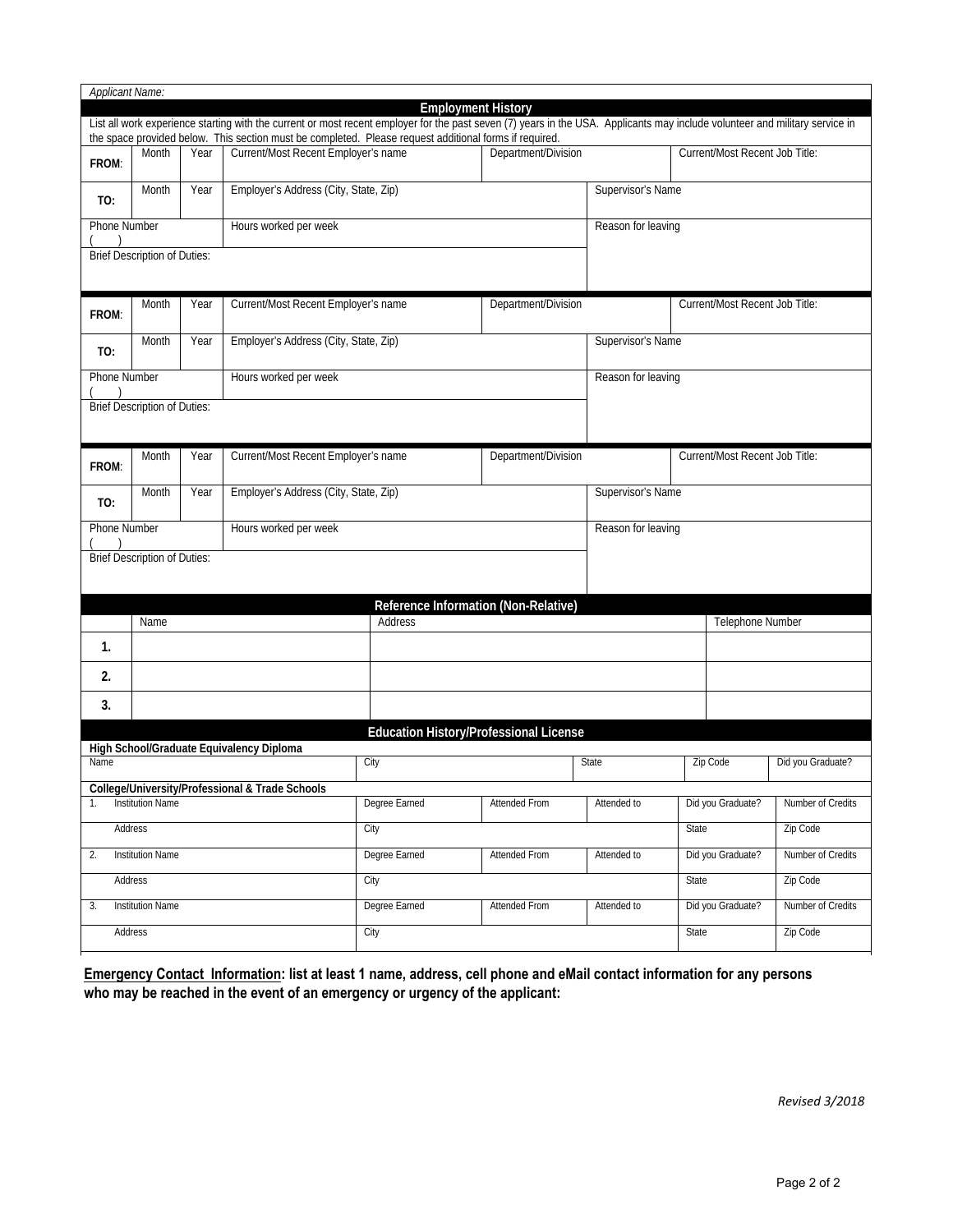*Applicant Name:*

## Employment History

List all work experience starting with the current or most recent employer for the past seven (7) years in the USA. Applicants may include volunteer and military service in the space provided below. This section must be completed. Please request additional forms if required.

| | | | | | |
|---|---|---|---|---|---|
| **FROM**: | Month | Year | Current/Most Recent Employer's name | Department/Division | Current/Most Recent Job Title: |
| **TO:** | Month | Year | Employer's Address (City, State, Zip) | | Supervisor's Name |
| Phone Number ( ) | | | Hours worked per week | | Reason for leaving |
| Brief Description of Duties: | | | | | |

| | | | | | |
|---|---|---|---|---|---|
| **FROM**: | Month | Year | Current/Most Recent Employer's name | Department/Division | Current/Most Recent Job Title: |
| **TO:** | Month | Year | Employer's Address (City, State, Zip) | | Supervisor's Name |
| Phone Number ( ) | | | Hours worked per week | | Reason for leaving |
| Brief Description of Duties: | | | | | |

| | | | | | |
|---|---|---|---|---|---|
| **FROM**: | Month | Year | Current/Most Recent Employer's name | Department/Division | Current/Most Recent Job Title: |
| **TO:** | Month | Year | Employer's Address (City, State, Zip) | | Supervisor's Name |
| Phone Number ( ) | | | Hours worked per week | | Reason for leaving |
| Brief Description of Duties: | | | | | |

## Reference Information (Non-Relative)

| | Name | Address | Telephone Number |
|---|---|---|---|
| **1.** | | | |
| **2.** | | | |
| **3.** | | | |

## Education History/Professional License

**High School/Graduate Equivalency Diploma**

| Name | City | State | Zip Code | Did you Graduate? |
|---|---|---|---|---|
| | | | | |

**College/University/Professional & Trade Schools**

| | | | | | |
|---|---|---|---|---|---|
| 1. Institution Name | Degree Earned | Attended From | Attended to | Did you Graduate? | Number of Credits |
| Address | City | | | State | Zip Code |
| 2. Institution Name | Degree Earned | Attended From | Attended to | Did you Graduate? | Number of Credits |
| Address | City | | | State | Zip Code |
| 3. Institution Name | Degree Earned | Attended From | Attended to | Did you Graduate? | Number of Credits |
| Address | City | | | State | Zip Code |

**Emergency Contact Information: list at least 1 name, address, cell phone and eMail contact information for any persons who may be reached in the event of an emergency or urgency of the applicant:**

*Revised 3/2018*